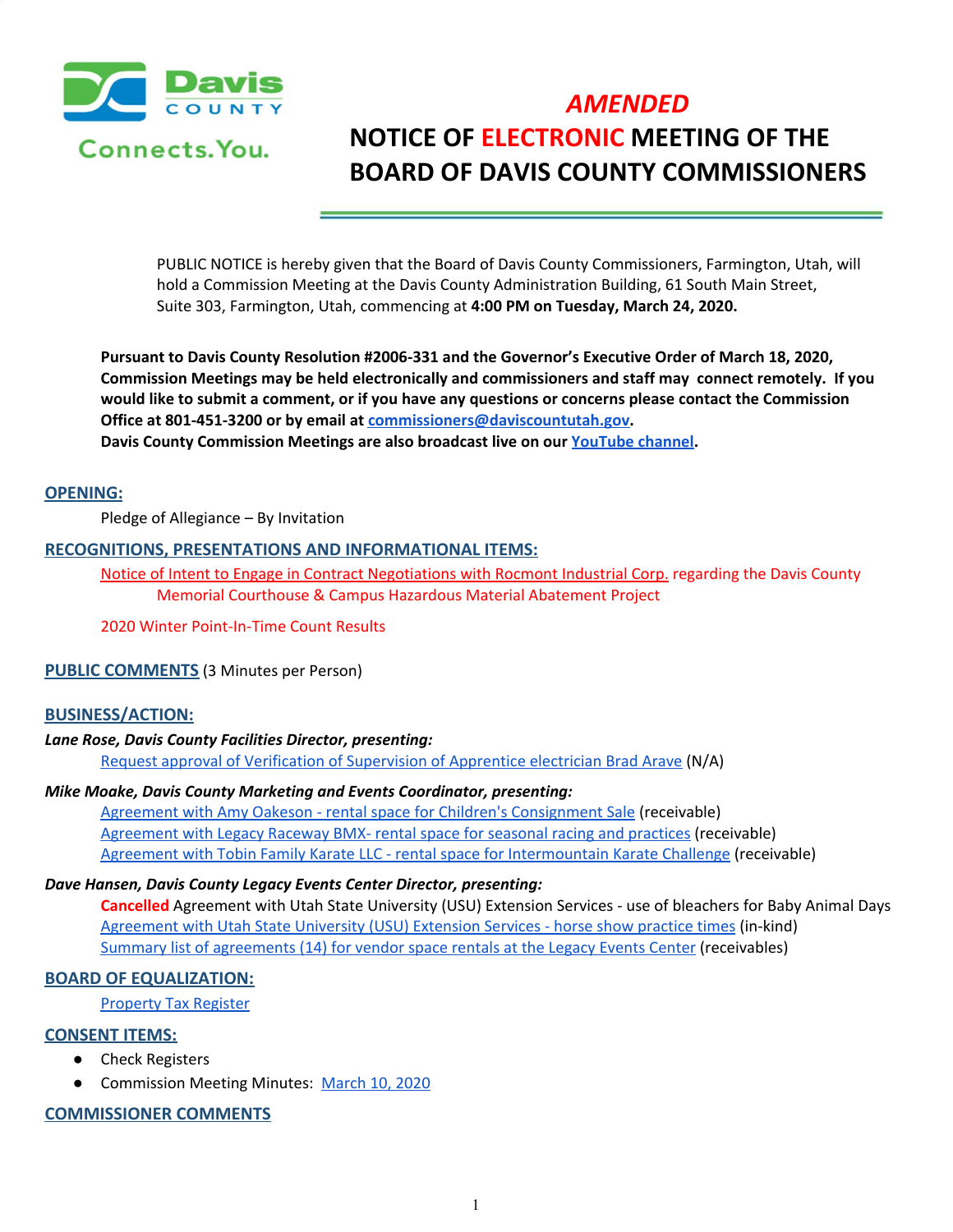Davis COUNTY Connects.You.

# *AMENDED*
# NOTICE OF ELECTRONIC MEETING OF THE BOARD OF DAVIS COUNTY COMMISSIONERS

PUBLIC NOTICE is hereby given that the Board of Davis County Commissioners, Farmington, Utah, will hold a Commission Meeting at the Davis County Administration Building, 61 South Main Street, Suite 303, Farmington, Utah, commencing at **4:00 PM on Tuesday, March 24, 2020.**

**Pursuant to Davis County Resolution #2006-331 and the Governor's Executive Order of March 18, 2020, Commission Meetings may be held electronically and commissioners and staff may connect remotely. If you would like to submit a comment, or if you have any questions or concerns please contact the Commission Office at 801-451-3200 or by email at commissioners@daviscountutah.gov.**
**Davis County Commission Meetings are also broadcast live on our YouTube channel.**

## OPENING:

Pledge of Allegiance – By Invitation

## RECOGNITIONS, PRESENTATIONS AND INFORMATIONAL ITEMS:

Notice of Intent to Engage in Contract Negotiations with Rocmont Industrial Corp. regarding the Davis County Memorial Courthouse & Campus Hazardous Material Abatement Project

2020 Winter Point-In-Time Count Results

## PUBLIC COMMENTS (3 Minutes per Person)

## BUSINESS/ACTION:

***Lane Rose, Davis County Facilities Director, presenting:***

Request approval of Verification of Supervision of Apprentice electrician Brad Arave (N/A)

***Mike Moake, Davis County Marketing and Events Coordinator, presenting:***

Agreement with Amy Oakeson - rental space for Children's Consignment Sale (receivable)
Agreement with Legacy Raceway BMX- rental space for seasonal racing and practices (receivable)
Agreement with Tobin Family Karate LLC - rental space for Intermountain Karate Challenge (receivable)

***Dave Hansen, Davis County Legacy Events Center Director, presenting:***

**Cancelled** Agreement with Utah State University (USU) Extension Services - use of bleachers for Baby Animal Days
Agreement with Utah State University (USU) Extension Services - horse show practice times (in-kind)
Summary list of agreements (14) for vendor space rentals at the Legacy Events Center (receivables)

## BOARD OF EQUALIZATION:

Property Tax Register

## CONSENT ITEMS:

- Check Registers
- Commission Meeting Minutes: March 10, 2020

## COMMISSIONER COMMENTS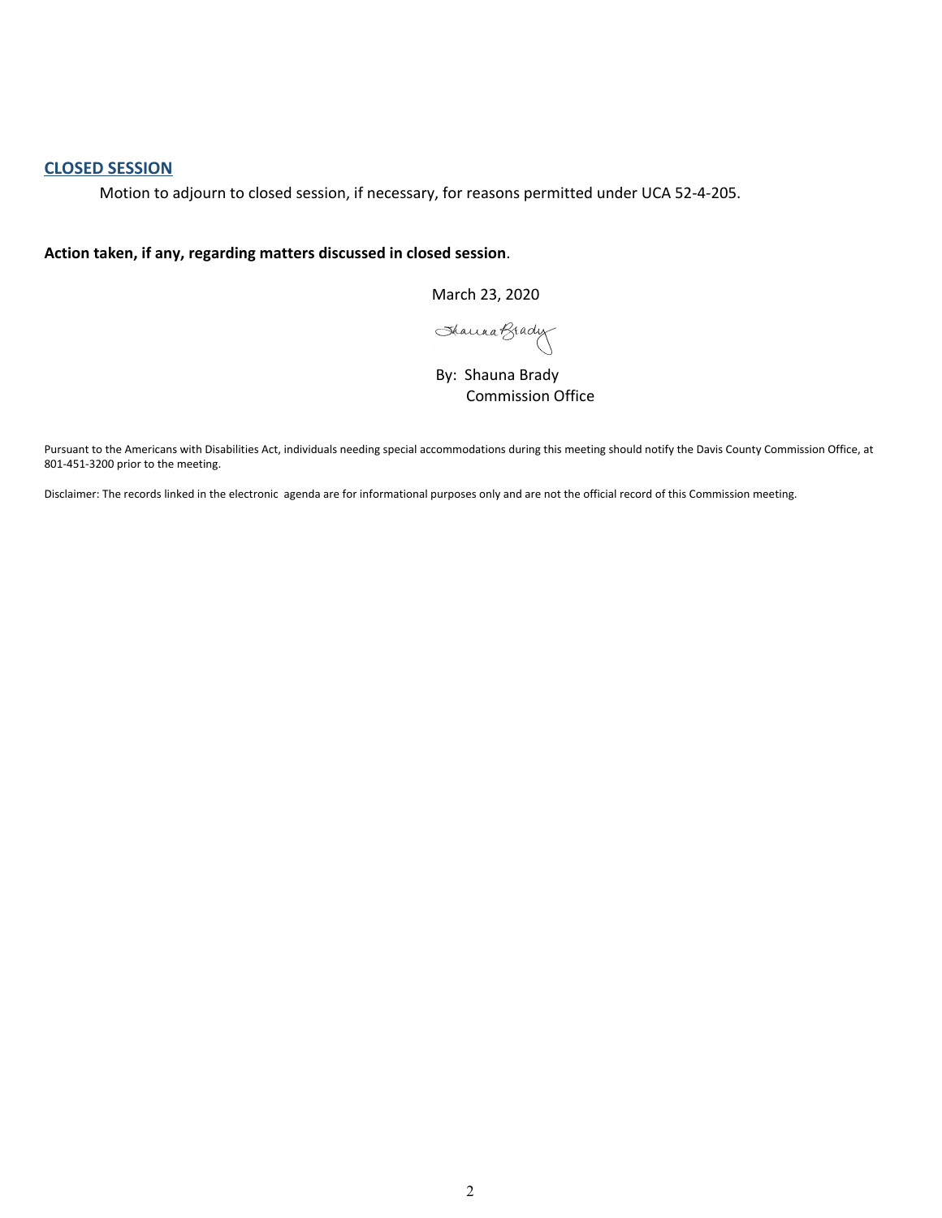## CLOSED SESSION

Motion to adjourn to closed session, if necessary, for reasons permitted under UCA 52-4-205.

**Action taken, if any, regarding matters discussed in closed session**.

March 23, 2020

Shauna Brady

By: Shauna Brady
Commission Office

Pursuant to the Americans with Disabilities Act, individuals needing special accommodations during this meeting should notify the Davis County Commission Office, at 801-451-3200 prior to the meeting.

Disclaimer: The records linked in the electronic agenda are for informational purposes only and are not the official record of this Commission meeting.